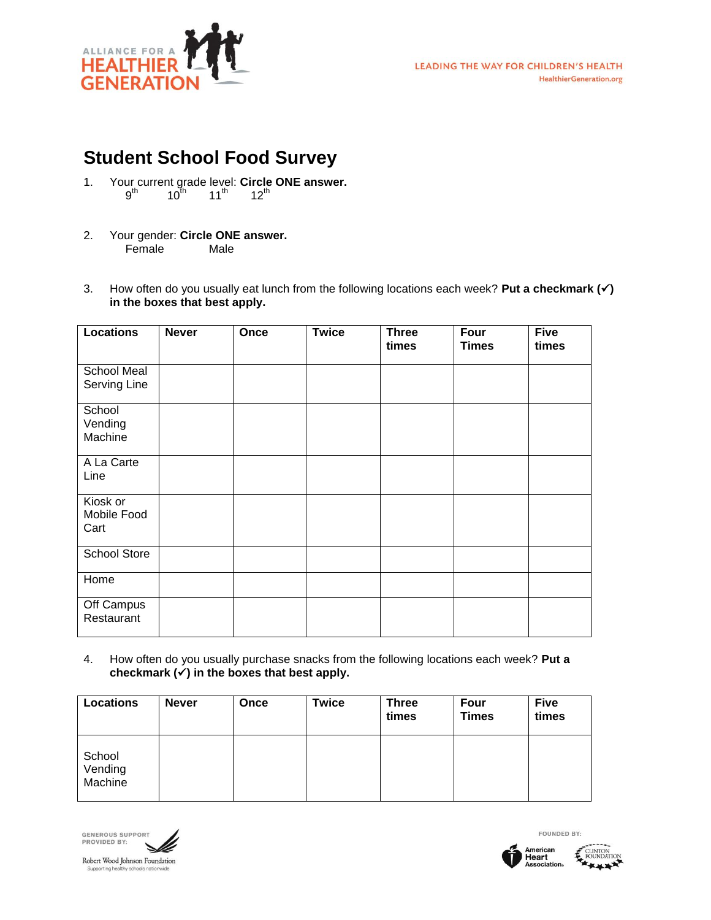ALLIANCE FOR A HEALTHIER GENERATION

LEADING THE WAY FOR CHILDREN'S HEALTH
HealthierGeneration.org

# Student School Food Survey

1. Your current grade level: **Circle ONE answer.**
   9th    10th    11th    12th

2. Your gender: **Circle ONE answer.**
   Female    Male

3. How often do you usually eat lunch from the following locations each week? **Put a checkmark (✓) in the boxes that best apply.**

| Locations | Never | Once | Twice | Three times | Four Times | Five times |
|---|---|---|---|---|---|---|
| School Meal Serving Line | | | | | | |
| School Vending Machine | | | | | | |
| A La Carte Line | | | | | | |
| Kiosk or Mobile Food Cart | | | | | | |
| School Store | | | | | | |
| Home | | | | | | |
| Off Campus Restaurant | | | | | | |

4. How often do you usually purchase snacks from the following locations each week? **Put a checkmark (✓) in the boxes that best apply.**

| Locations | Never | Once | Twice | Three times | Four Times | Five times |
|---|---|---|---|---|---|---|
| School Vending Machine | | | | | | |

GENEROUS SUPPORT PROVIDED BY: Robert Wood Johnson Foundation — Supporting healthy schools nationwide

FOUNDED BY: American Heart Association, Clinton Foundation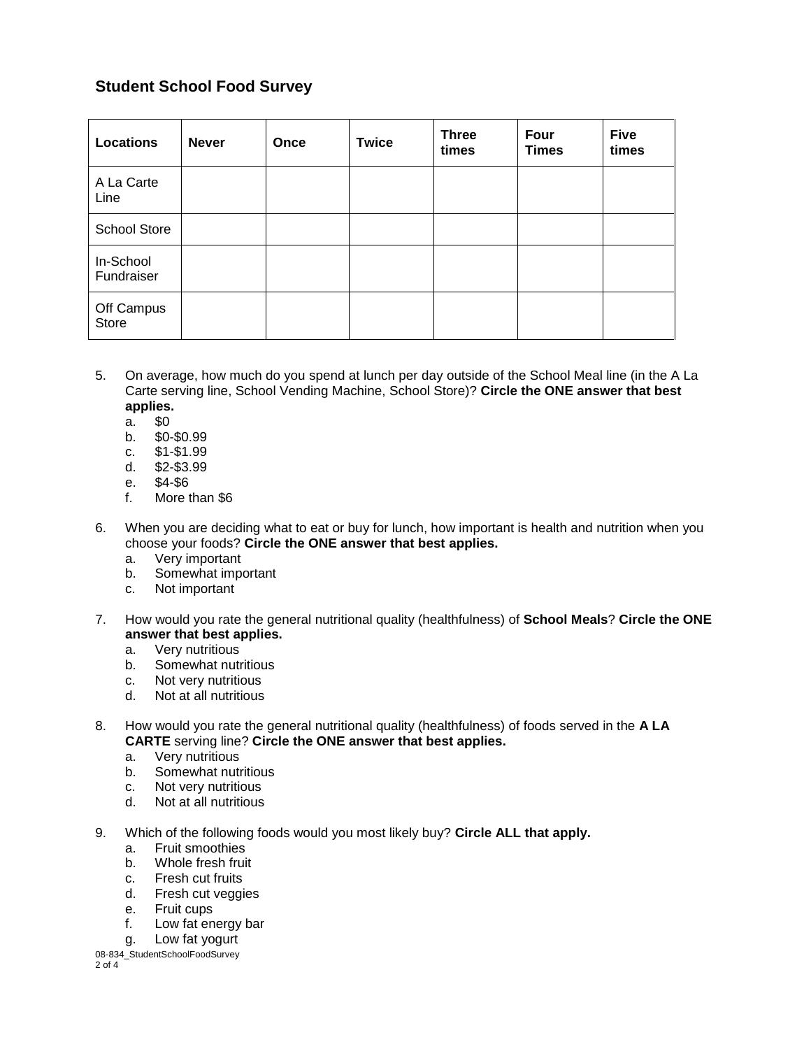## Student School Food Survey

| Locations | Never | Once | Twice | Three times | Four Times | Five times |
|---|---|---|---|---|---|---|
| A La Carte Line | | | | | | |
| School Store | | | | | | |
| In-School Fundraiser | | | | | | |
| Off Campus Store | | | | | | |

5. On average, how much do you spend at lunch per day outside of the School Meal line (in the A La Carte serving line, School Vending Machine, School Store)? **Circle the ONE answer that best applies.**
   a. $0
   b. $0-$0.99
   c. $1-$1.99
   d. $2-$3.99
   e. $4-$6
   f. More than $6

6. When you are deciding what to eat or buy for lunch, how important is health and nutrition when you choose your foods? **Circle the ONE answer that best applies.**
   a. Very important
   b. Somewhat important
   c. Not important

7. How would you rate the general nutritional quality (healthfulness) of **School Meals**? **Circle the ONE answer that best applies.**
   a. Very nutritious
   b. Somewhat nutritious
   c. Not very nutritious
   d. Not at all nutritious

8. How would you rate the general nutritional quality (healthfulness) of foods served in the **A LA CARTE** serving line? **Circle the ONE answer that best applies.**
   a. Very nutritious
   b. Somewhat nutritious
   c. Not very nutritious
   d. Not at all nutritious

9. Which of the following foods would you most likely buy? **Circle ALL that apply.**
   a. Fruit smoothies
   b. Whole fresh fruit
   c. Fresh cut fruits
   d. Fresh cut veggies
   e. Fruit cups
   f. Low fat energy bar
   g. Low fat yogurt

08-834_StudentSchoolFoodSurvey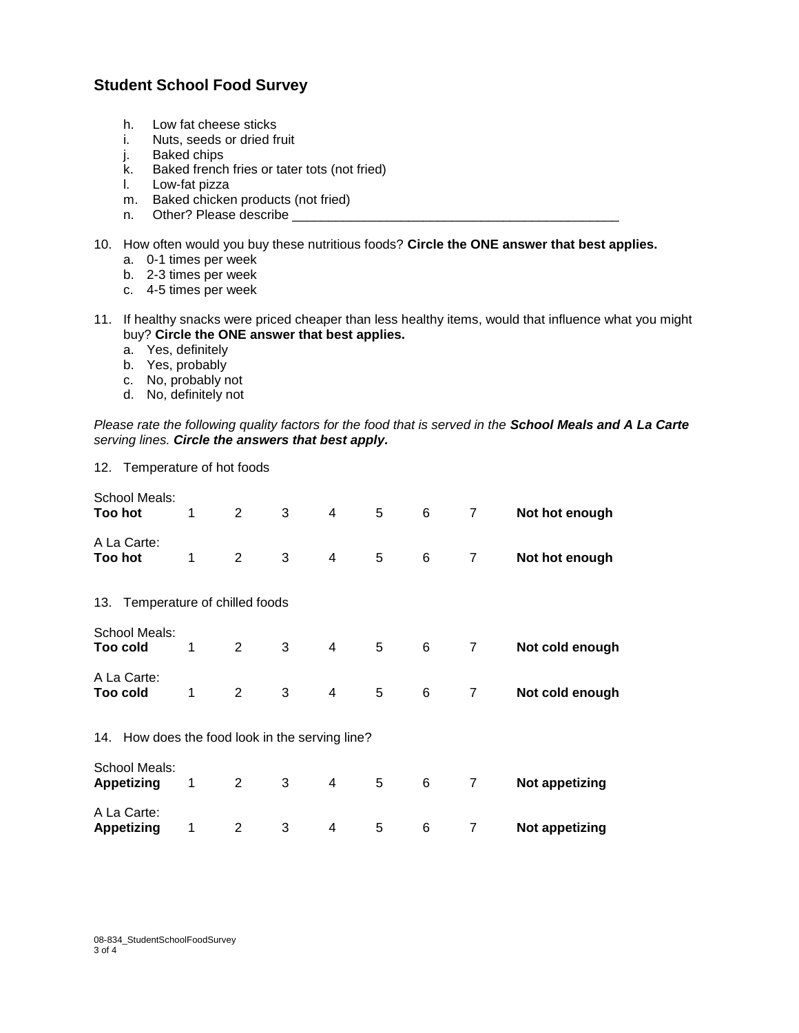## Student School Food Survey

h. Low fat cheese sticks
i. Nuts, seeds or dried fruit
j. Baked chips
k. Baked french fries or tater tots (not fried)
l. Low-fat pizza
m. Baked chicken products (not fried)
n. Other? Please describe _______________________________________________

10. How often would you buy these nutritious foods? **Circle the ONE answer that best applies.**
    a. 0-1 times per week
    b. 2-3 times per week
    c. 4-5 times per week

11. If healthy snacks were priced cheaper than less healthy items, would that influence what you might buy? **Circle the ONE answer that best applies.**
    a. Yes, definitely
    b. Yes, probably
    c. No, probably not
    d. No, definitely not

*Please rate the following quality factors for the food that is served in the **School Meals and A La Carte** serving lines. **Circle the answers that best apply.***

12. Temperature of hot foods

| | | | | | | | | |
|---|---|---|---|---|---|---|---|---|
| School Meals: **Too hot** | 1 | 2 | 3 | 4 | 5 | 6 | 7 | **Not hot enough** |
| A La Carte: **Too hot** | 1 | 2 | 3 | 4 | 5 | 6 | 7 | **Not hot enough** |

13. Temperature of chilled foods

| | | | | | | | | |
|---|---|---|---|---|---|---|---|---|
| School Meals: **Too cold** | 1 | 2 | 3 | 4 | 5 | 6 | 7 | **Not cold enough** |
| A La Carte: **Too cold** | 1 | 2 | 3 | 4 | 5 | 6 | 7 | **Not cold enough** |

14. How does the food look in the serving line?

| | | | | | | | | |
|---|---|---|---|---|---|---|---|---|
| School Meals: **Appetizing** | 1 | 2 | 3 | 4 | 5 | 6 | 7 | **Not appetizing** |
| A La Carte: **Appetizing** | 1 | 2 | 3 | 4 | 5 | 6 | 7 | **Not appetizing** |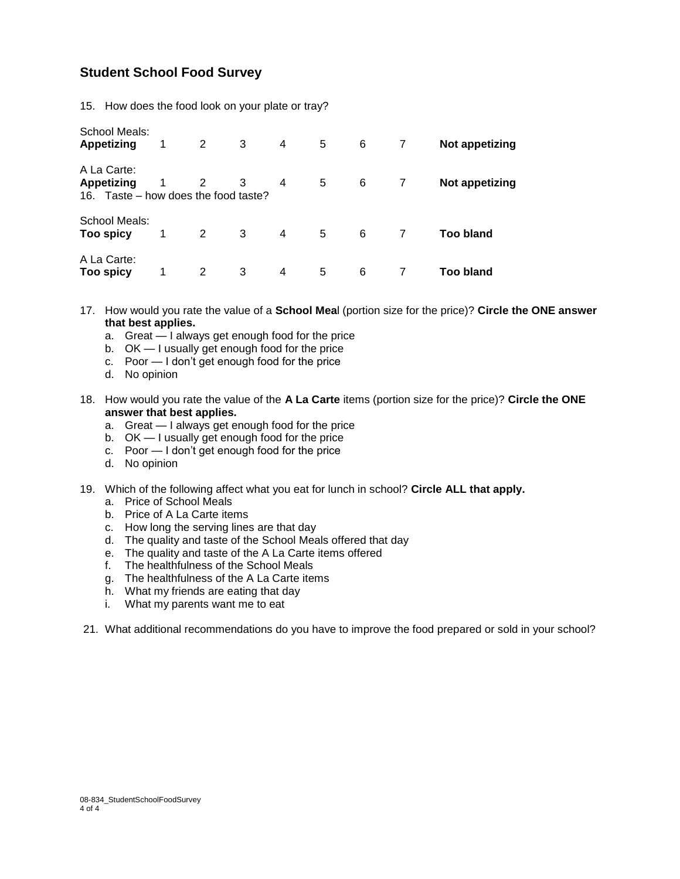## Student School Food Survey

15. How does the food look on your plate or tray?

| | | | | | | | | |
|---|---|---|---|---|---|---|---|---|
| School Meals: **Appetizing** | 1 | 2 | 3 | 4 | 5 | 6 | 7 | **Not appetizing** |
| A La Carte: **Appetizing** | 1 | 2 | 3 | 4 | 5 | 6 | 7 | **Not appetizing** |

16. Taste – how does the food taste?

| | | | | | | | | |
|---|---|---|---|---|---|---|---|---|
| School Meals: **Too spicy** | 1 | 2 | 3 | 4 | 5 | 6 | 7 | **Too bland** |
| A La Carte: **Too spicy** | 1 | 2 | 3 | 4 | 5 | 6 | 7 | **Too bland** |

17. How would you rate the value of a **School Mea**l (portion size for the price)? **Circle the ONE answer that best applies.**
    a. Great — I always get enough food for the price
    b. OK — I usually get enough food for the price
    c. Poor — I don't get enough food for the price
    d. No opinion

18. How would you rate the value of the **A La Carte** items (portion size for the price)? **Circle the ONE answer that best applies.**
    a. Great — I always get enough food for the price
    b. OK — I usually get enough food for the price
    c. Poor — I don't get enough food for the price
    d. No opinion

19. Which of the following affect what you eat for lunch in school? **Circle ALL that apply.**
    a. Price of School Meals
    b. Price of A La Carte items
    c. How long the serving lines are that day
    d. The quality and taste of the School Meals offered that day
    e. The quality and taste of the A La Carte items offered
    f. The healthfulness of the School Meals
    g. The healthfulness of the A La Carte items
    h. What my friends are eating that day
    i. What my parents want me to eat

21. What additional recommendations do you have to improve the food prepared or sold in your school?